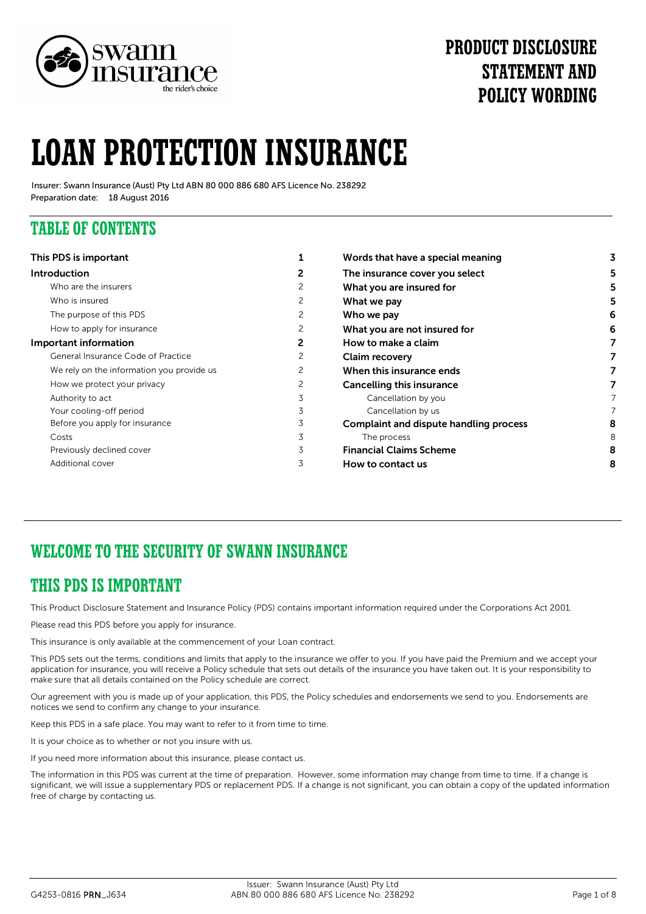# PRODUCT DISCLOSURE STATEMENT AND POLICY WORDING

# LOAN PROTECTION INSURANCE

Insurer: Swann Insurance (Aust) Pty Ltd ABN 80 000 886 680 AFS Licence No. 238292
Preparation date: 18 August 2016

## TABLE OF CONTENTS

| Section | Page |
| --- | --- |
| **This PDS is important** | **1** |
| **Introduction** | **2** |
| Who are the insurers | 2 |
| Who is insured | 2 |
| The purpose of this PDS | 2 |
| How to apply for insurance | 2 |
| **Important information** | **2** |
| General Insurance Code of Practice | 2 |
| We rely on the information you provide us | 2 |
| How we protect your privacy | 2 |
| Authority to act | 3 |
| Your cooling-off period | 3 |
| Before you apply for insurance | 3 |
| Costs | 3 |
| Previously declined cover | 3 |
| Additional cover | 3 |
| **Words that have a special meaning** | **3** |
| **The insurance cover you select** | **5** |
| **What you are insured for** | **5** |
| **What we pay** | **5** |
| **Who we pay** | **6** |
| **What you are not insured for** | **6** |
| **How to make a claim** | **7** |
| **Claim recovery** | **7** |
| **When this insurance ends** | **7** |
| **Cancelling this insurance** | **7** |
| Cancellation by you | 7 |
| Cancellation by us | 7 |
| **Complaint and dispute handling process** | **8** |
| The process | 8 |
| **Financial Claims Scheme** | **8** |
| **How to contact us** | **8** |

## WELCOME TO THE SECURITY OF SWANN INSURANCE

## THIS PDS IS IMPORTANT

This Product Disclosure Statement and Insurance Policy (PDS) contains important information required under the Corporations Act 2001.

Please read this PDS before you apply for insurance.

This insurance is only available at the commencement of your Loan contract.

This PDS sets out the terms, conditions and limits that apply to the insurance we offer to you. If you have paid the Premium and we accept your application for insurance, you will receive a Policy schedule that sets out details of the insurance you have taken out. It is your responsibility to make sure that all details contained on the Policy schedule are correct.

Our agreement with you is made up of your application, this PDS, the Policy schedules and endorsements we send to you. Endorsements are notices we send to confirm any change to your insurance.

Keep this PDS in a safe place. You may want to refer to it from time to time.

It is your choice as to whether or not you insure with us.

If you need more information about this insurance, please contact us.

The information in this PDS was current at the time of preparation. However, some information may change from time to time. If a change is significant, we will issue a supplementary PDS or replacement PDS. If a change is not significant, you can obtain a copy of the updated information free of charge by contacting us.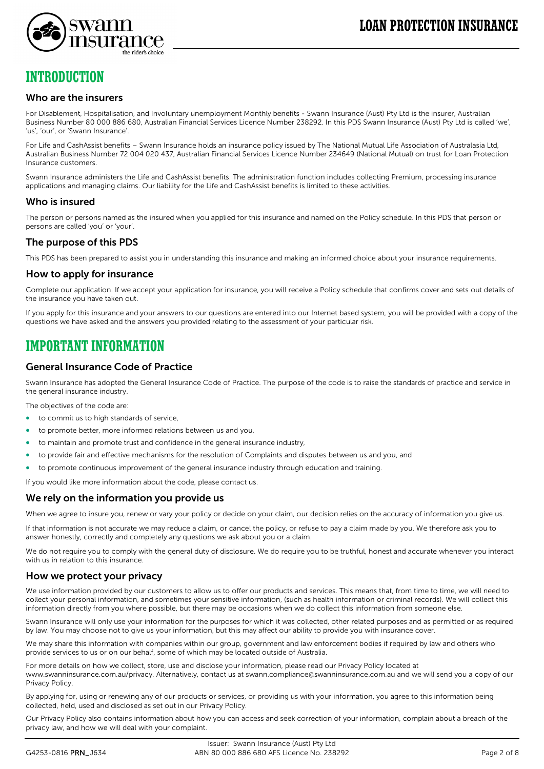# INTRODUCTION

## Who are the insurers

For Disablement, Hospitalisation, and Involuntary unemployment Monthly benefits - Swann Insurance (Aust) Pty Ltd is the insurer, Australian Business Number 80 000 886 680, Australian Financial Services Licence Number 238292. In this PDS Swann Insurance (Aust) Pty Ltd is called 'we', 'us', 'our', or 'Swann Insurance'.

For Life and CashAssist benefits – Swann Insurance holds an insurance policy issued by The National Mutual Life Association of Australasia Ltd, Australian Business Number 72 004 020 437, Australian Financial Services Licence Number 234649 (National Mutual) on trust for Loan Protection Insurance customers.

Swann Insurance administers the Life and CashAssist benefits. The administration function includes collecting Premium, processing insurance applications and managing claims. Our liability for the Life and CashAssist benefits is limited to these activities.

## Who is insured

The person or persons named as the insured when you applied for this insurance and named on the Policy schedule. In this PDS that person or persons are called 'you' or 'your'.

## The purpose of this PDS

This PDS has been prepared to assist you in understanding this insurance and making an informed choice about your insurance requirements.

## How to apply for insurance

Complete our application. If we accept your application for insurance, you will receive a Policy schedule that confirms cover and sets out details of the insurance you have taken out.

If you apply for this insurance and your answers to our questions are entered into our Internet based system, you will be provided with a copy of the questions we have asked and the answers you provided relating to the assessment of your particular risk.

# IMPORTANT INFORMATION

## General Insurance Code of Practice

Swann Insurance has adopted the General Insurance Code of Practice. The purpose of the code is to raise the standards of practice and service in the general insurance industry.

The objectives of the code are:

- to commit us to high standards of service,
- to promote better, more informed relations between us and you,
- to maintain and promote trust and confidence in the general insurance industry,
- to provide fair and effective mechanisms for the resolution of Complaints and disputes between us and you, and
- to promote continuous improvement of the general insurance industry through education and training.

If you would like more information about the code, please contact us.

## We rely on the information you provide us

When we agree to insure you, renew or vary your policy or decide on your claim, our decision relies on the accuracy of information you give us.

If that information is not accurate we may reduce a claim, or cancel the policy, or refuse to pay a claim made by you. We therefore ask you to answer honestly, correctly and completely any questions we ask about you or a claim.

We do not require you to comply with the general duty of disclosure. We do require you to be truthful, honest and accurate whenever you interact with us in relation to this insurance.

## How we protect your privacy

We use information provided by our customers to allow us to offer our products and services. This means that, from time to time, we will need to collect your personal information, and sometimes your sensitive information, (such as health information or criminal records). We will collect this information directly from you where possible, but there may be occasions when we do collect this information from someone else.

Swann Insurance will only use your information for the purposes for which it was collected, other related purposes and as permitted or as required by law. You may choose not to give us your information, but this may affect our ability to provide you with insurance cover.

We may share this information with companies within our group, government and law enforcement bodies if required by law and others who provide services to us or on our behalf, some of which may be located outside of Australia.

For more details on how we collect, store, use and disclose your information, please read our Privacy Policy located at www.swanninsurance.com.au/privacy. Alternatively, contact us at swann.compliance@swanninsurance.com.au and we will send you a copy of our Privacy Policy.

By applying for, using or renewing any of our products or services, or providing us with your information, you agree to this information being collected, held, used and disclosed as set out in our Privacy Policy.

Our Privacy Policy also contains information about how you can access and seek correction of your information, complain about a breach of the privacy law, and how we will deal with your complaint.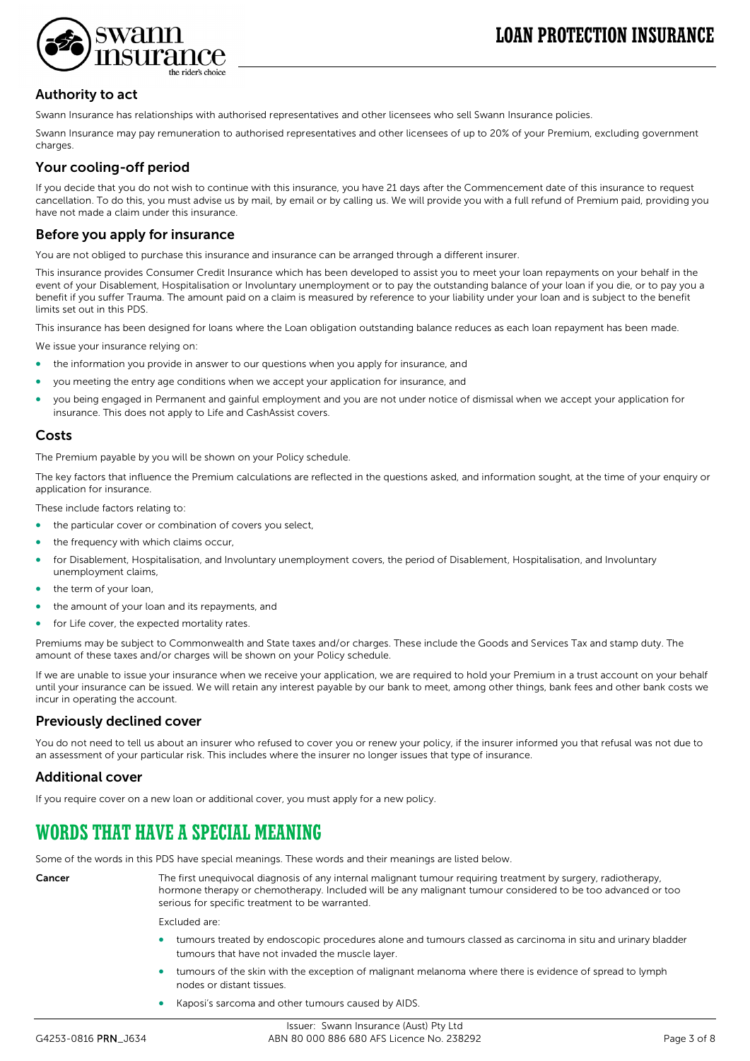## Authority to act

Swann Insurance has relationships with authorised representatives and other licensees who sell Swann Insurance policies.

Swann Insurance may pay remuneration to authorised representatives and other licensees of up to 20% of your Premium, excluding government charges.

## Your cooling-off period

If you decide that you do not wish to continue with this insurance, you have 21 days after the Commencement date of this insurance to request cancellation. To do this, you must advise us by mail, by email or by calling us. We will provide you with a full refund of Premium paid, providing you have not made a claim under this insurance.

## Before you apply for insurance

You are not obliged to purchase this insurance and insurance can be arranged through a different insurer.

This insurance provides Consumer Credit Insurance which has been developed to assist you to meet your loan repayments on your behalf in the event of your Disablement, Hospitalisation or Involuntary unemployment or to pay the outstanding balance of your loan if you die, or to pay you a benefit if you suffer Trauma. The amount paid on a claim is measured by reference to your liability under your loan and is subject to the benefit limits set out in this PDS.

This insurance has been designed for loans where the Loan obligation outstanding balance reduces as each loan repayment has been made.

We issue your insurance relying on:

- the information you provide in answer to our questions when you apply for insurance, and
- you meeting the entry age conditions when we accept your application for insurance, and
- you being engaged in Permanent and gainful employment and you are not under notice of dismissal when we accept your application for insurance. This does not apply to Life and CashAssist covers.

## Costs

The Premium payable by you will be shown on your Policy schedule.

The key factors that influence the Premium calculations are reflected in the questions asked, and information sought, at the time of your enquiry or application for insurance.

These include factors relating to:

- the particular cover or combination of covers you select,
- the frequency with which claims occur,
- for Disablement, Hospitalisation, and Involuntary unemployment covers, the period of Disablement, Hospitalisation, and Involuntary unemployment claims,
- the term of your loan,
- the amount of your loan and its repayments, and
- for Life cover, the expected mortality rates.

Premiums may be subject to Commonwealth and State taxes and/or charges. These include the Goods and Services Tax and stamp duty. The amount of these taxes and/or charges will be shown on your Policy schedule.

If we are unable to issue your insurance when we receive your application, we are required to hold your Premium in a trust account on your behalf until your insurance can be issued. We will retain any interest payable by our bank to meet, among other things, bank fees and other bank costs we incur in operating the account.

## Previously declined cover

You do not need to tell us about an insurer who refused to cover you or renew your policy, if the insurer informed you that refusal was not due to an assessment of your particular risk. This includes where the insurer no longer issues that type of insurance.

## Additional cover

If you require cover on a new loan or additional cover, you must apply for a new policy.

# WORDS THAT HAVE A SPECIAL MEANING

Some of the words in this PDS have special meanings. These words and their meanings are listed below.

**Cancer**

The first unequivocal diagnosis of any internal malignant tumour requiring treatment by surgery, radiotherapy, hormone therapy or chemotherapy. Included will be any malignant tumour considered to be too advanced or too serious for specific treatment to be warranted.

Excluded are:

- tumours treated by endoscopic procedures alone and tumours classed as carcinoma in situ and urinary bladder tumours that have not invaded the muscle layer.
- tumours of the skin with the exception of malignant melanoma where there is evidence of spread to lymph nodes or distant tissues.
- Kaposi's sarcoma and other tumours caused by AIDS.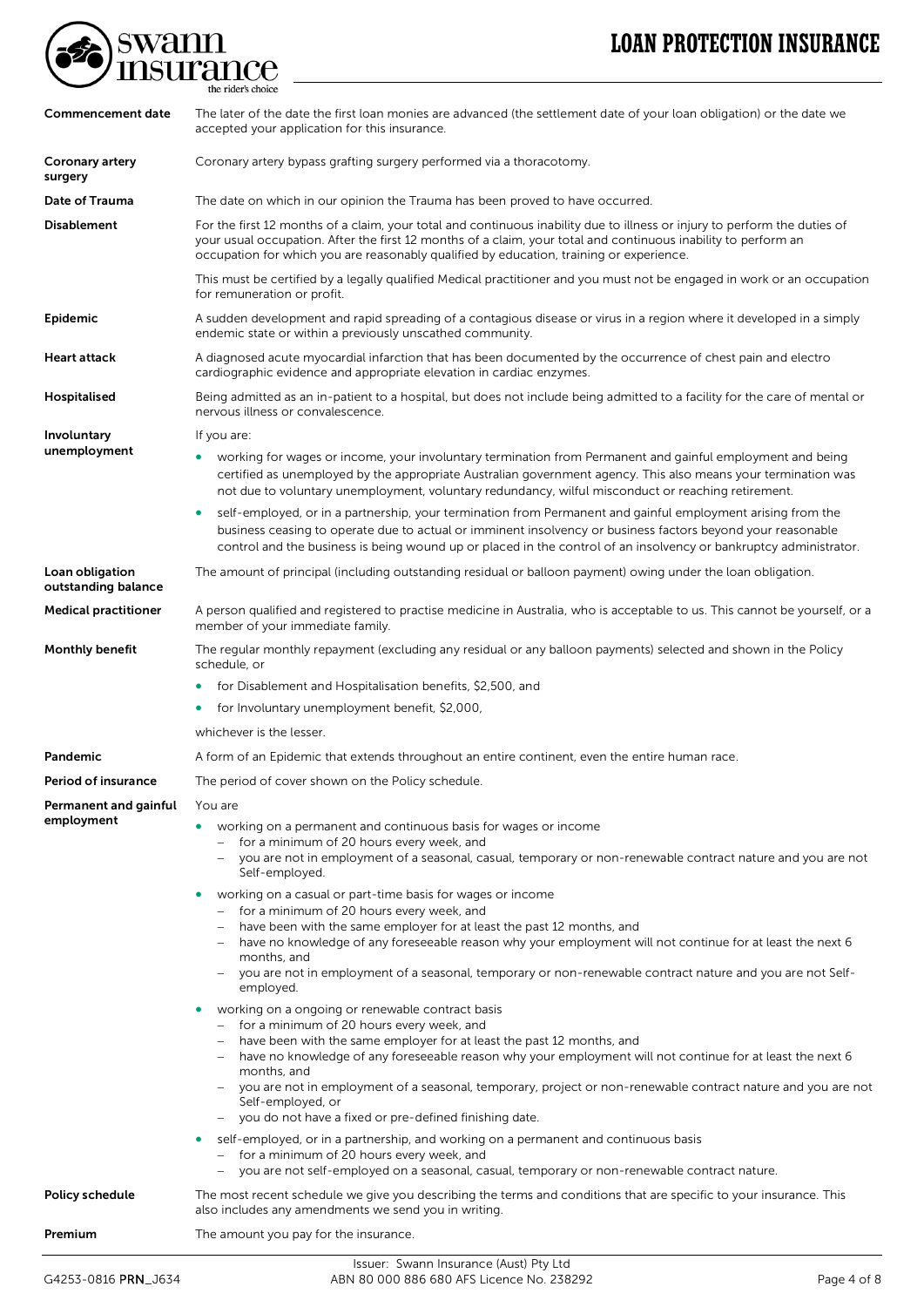# LOAN PROTECTION INSURANCE

| | |
|---|---|
| **Commencement date** | The later of the date the first loan monies are advanced (the settlement date of your loan obligation) or the date we accepted your application for this insurance. |
| **Coronary artery surgery** | Coronary artery bypass grafting surgery performed via a thoracotomy. |
| **Date of Trauma** | The date on which in our opinion the Trauma has been proved to have occurred. |
| **Disablement** | For the first 12 months of a claim, your total and continuous inability due to illness or injury to perform the duties of your usual occupation. After the first 12 months of a claim, your total and continuous inability to perform an occupation for which you are reasonably qualified by education, training or experience.<br><br>This must be certified by a legally qualified Medical practitioner and you must not be engaged in work or an occupation for remuneration or profit. |
| **Epidemic** | A sudden development and rapid spreading of a contagious disease or virus in a region where it developed in a simply endemic state or within a previously unscathed community. |
| **Heart attack** | A diagnosed acute myocardial infarction that has been documented by the occurrence of chest pain and electro cardiographic evidence and appropriate elevation in cardiac enzymes. |
| **Hospitalised** | Being admitted as an in-patient to a hospital, but does not include being admitted to a facility for the care of mental or nervous illness or convalescence. |
| **Involuntary unemployment** | If you are:<br>• working for wages or income, your involuntary termination from Permanent and gainful employment and being certified as unemployed by the appropriate Australian government agency. This also means your termination was not due to voluntary unemployment, voluntary redundancy, wilful misconduct or reaching retirement.<br>• self-employed, or in a partnership, your termination from Permanent and gainful employment arising from the business ceasing to operate due to actual or imminent insolvency or business factors beyond your reasonable control and the business is being wound up or placed in the control of an insolvency or bankruptcy administrator. |
| **Loan obligation outstanding balance** | The amount of principal (including outstanding residual or balloon payment) owing under the loan obligation. |
| **Medical practitioner** | A person qualified and registered to practise medicine in Australia, who is acceptable to us. This cannot be yourself, or a member of your immediate family. |
| **Monthly benefit** | The regular monthly repayment (excluding any residual or any balloon payments) selected and shown in the Policy schedule, or<br>• for Disablement and Hospitalisation benefits, $2,500, and<br>• for Involuntary unemployment benefit, $2,000,<br><br>whichever is the lesser. |
| **Pandemic** | A form of an Epidemic that extends throughout an entire continent, even the entire human race. |
| **Period of insurance** | The period of cover shown on the Policy schedule. |
| **Permanent and gainful employment** | You are<br>• working on a permanent and continuous basis for wages or income<br>  – for a minimum of 20 hours every week, and<br>  – you are not in employment of a seasonal, casual, temporary or non-renewable contract nature and you are not Self-employed.<br>• working on a casual or part-time basis for wages or income<br>  – for a minimum of 20 hours every week, and<br>  – have been with the same employer for at least the past 12 months, and<br>  – have no knowledge of any foreseeable reason why your employment will not continue for at least the next 6 months, and<br>  – you are not in employment of a seasonal, temporary or non-renewable contract nature and you are not Self-employed.<br>• working on a ongoing or renewable contract basis<br>  – for a minimum of 20 hours every week, and<br>  – have been with the same employer for at least the past 12 months, and<br>  – have no knowledge of any foreseeable reason why your employment will not continue for at least the next 6 months, and<br>  – you are not in employment of a seasonal, temporary, project or non-renewable contract nature and you are not Self-employed, or<br>  – you do not have a fixed or pre-defined finishing date.<br>• self-employed, or in a partnership, and working on a permanent and continuous basis<br>  – for a minimum of 20 hours every week, and<br>  – you are not self-employed on a seasonal, casual, temporary or non-renewable contract nature. |
| **Policy schedule** | The most recent schedule we give you describing the terms and conditions that are specific to your insurance. This also includes any amendments we send you in writing. |
| **Premium** | The amount you pay for the insurance. |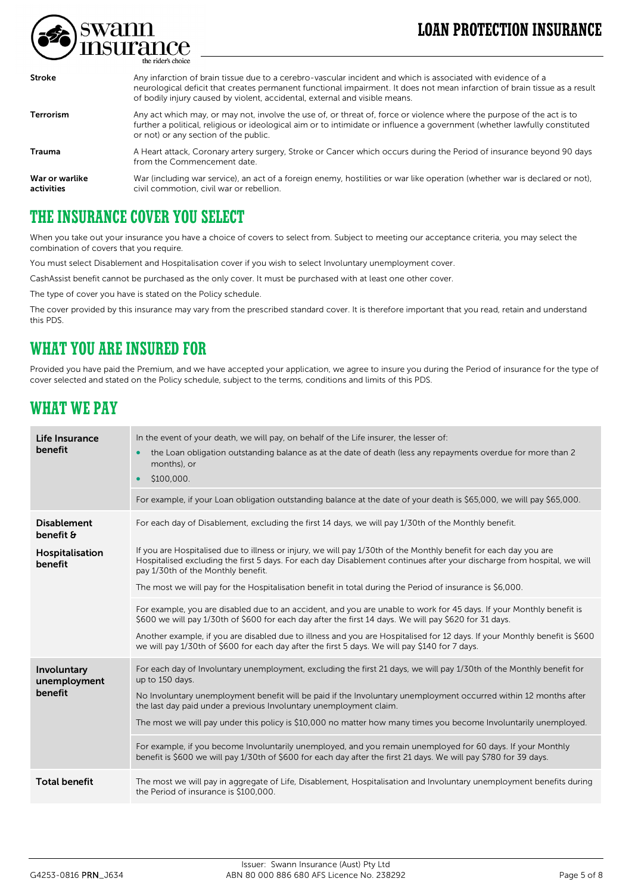| | |
|---|---|
| **Stroke** | Any infarction of brain tissue due to a cerebro-vascular incident and which is associated with evidence of a neurological deficit that creates permanent functional impairment. It does not mean infarction of brain tissue as a result of bodily injury caused by violent, accidental, external and visible means. |
| **Terrorism** | Any act which may, or may not, involve the use of, or threat of, force or violence where the purpose of the act is to further a political, religious or ideological aim or to intimidate or influence a government (whether lawfully constituted or not) or any section of the public. |
| **Trauma** | A Heart attack, Coronary artery surgery, Stroke or Cancer which occurs during the Period of insurance beyond 90 days from the Commencement date. |
| **War or warlike activities** | War (including war service), an act of a foreign enemy, hostilities or war like operation (whether war is declared or not), civil commotion, civil war or rebellion. |

## THE INSURANCE COVER YOU SELECT

When you take out your insurance you have a choice of covers to select from. Subject to meeting our acceptance criteria, you may select the combination of covers that you require.

You must select Disablement and Hospitalisation cover if you wish to select Involuntary unemployment cover.

CashAssist benefit cannot be purchased as the only cover. It must be purchased with at least one other cover.

The type of cover you have is stated on the Policy schedule.

The cover provided by this insurance may vary from the prescribed standard cover. It is therefore important that you read, retain and understand this PDS.

## WHAT YOU ARE INSURED FOR

Provided you have paid the Premium, and we have accepted your application, we agree to insure you during the Period of insurance for the type of cover selected and stated on the Policy schedule, subject to the terms, conditions and limits of this PDS.

## WHAT WE PAY

| | |
|---|---|
| **Life Insurance benefit** | In the event of your death, we will pay, on behalf of the Life insurer, the lesser of:<br>• the Loan obligation outstanding balance as at the date of death (less any repayments overdue for more than 2 months), or<br>• $100,000.<br><br>For example, if your Loan obligation outstanding balance at the date of your death is $65,000, we will pay $65,000. |
| **Disablement benefit & Hospitalisation benefit** | For each day of Disablement, excluding the first 14 days, we will pay 1/30th of the Monthly benefit.<br><br>If you are Hospitalised due to illness or injury, we will pay 1/30th of the Monthly benefit for each day you are Hospitalised excluding the first 5 days. For each day Disablement continues after your discharge from hospital, we will pay 1/30th of the Monthly benefit.<br><br>The most we will pay for the Hospitalisation benefit in total during the Period of insurance is $6,000.<br><br>For example, you are disabled due to an accident, and you are unable to work for 45 days. If your Monthly benefit is $600 we will pay 1/30th of $600 for each day after the first 14 days. We will pay $620 for 31 days.<br><br>Another example, if you are disabled due to illness and you are Hospitalised for 12 days. If your Monthly benefit is $600 we will pay 1/30th of $600 for each day after the first 5 days. We will pay $140 for 7 days. |
| **Involuntary unemployment benefit** | For each day of Involuntary unemployment, excluding the first 21 days, we will pay 1/30th of the Monthly benefit for up to 150 days.<br><br>No Involuntary unemployment benefit will be paid if the Involuntary unemployment occurred within 12 months after the last day paid under a previous Involuntary unemployment claim.<br><br>The most we will pay under this policy is $10,000 no matter how many times you become Involuntarily unemployed.<br><br>For example, if you become Involuntarily unemployed, and you remain unemployed for 60 days. If your Monthly benefit is $600 we will pay 1/30th of $600 for each day after the first 21 days. We will pay $780 for 39 days. |
| **Total benefit** | The most we will pay in aggregate of Life, Disablement, Hospitalisation and Involuntary unemployment benefits during the Period of insurance is $100,000. |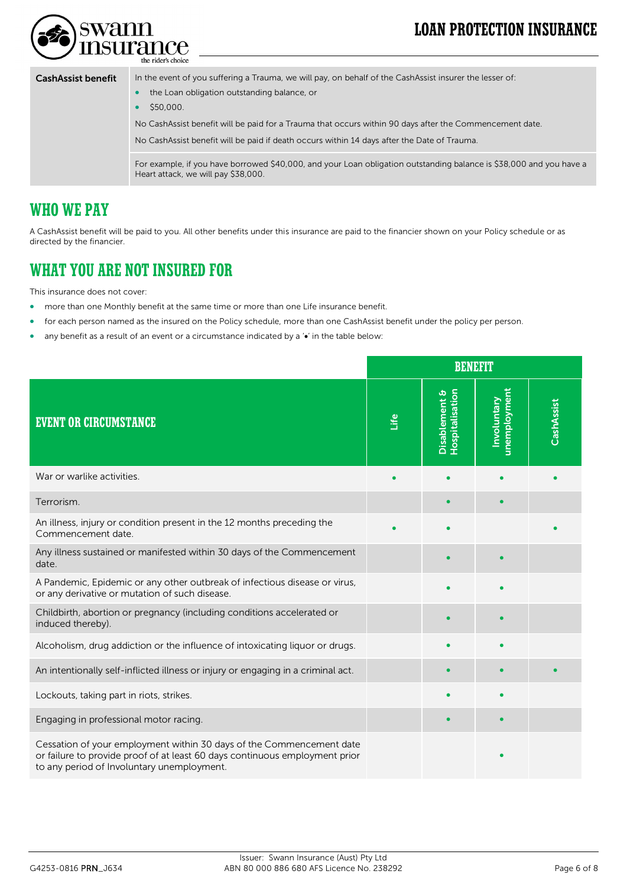| | |
|---|---|
| **CashAssist benefit** | In the event of you suffering a Trauma, we will pay, on behalf of the CashAssist insurer the lesser of:<br>• the Loan obligation outstanding balance, or<br>• $50,000.<br>No CashAssist benefit will be paid for a Trauma that occurs within 90 days after the Commencement date.<br>No CashAssist benefit will be paid if death occurs within 14 days after the Date of Trauma. |
| | For example, if you have borrowed $40,000, and your Loan obligation outstanding balance is $38,000 and you have a Heart attack, we will pay $38,000. |

## WHO WE PAY

A CashAssist benefit will be paid to you. All other benefits under this insurance are paid to the financier shown on your Policy schedule or as directed by the financier.

## WHAT YOU ARE NOT INSURED FOR

This insurance does not cover:

- more than one Monthly benefit at the same time or more than one Life insurance benefit.
- for each person named as the insured on the Policy schedule, more than one CashAssist benefit under the policy per person.
- any benefit as a result of an event or a circumstance indicated by a '•' in the table below:

| | BENEFIT | | | |
|---|---|---|---|---|
| **EVENT OR CIRCUMSTANCE** | **Life** | **Disablement & Hospitalisation** | **Involuntary unemployment** | **CashAssist** |
| War or warlike activities. | • | • | • | • |
| Terrorism. | | • | • | |
| An illness, injury or condition present in the 12 months preceding the Commencement date. | • | • | | • |
| Any illness sustained or manifested within 30 days of the Commencement date. | | • | • | |
| A Pandemic, Epidemic or any other outbreak of infectious disease or virus, or any derivative or mutation of such disease. | | • | • | |
| Childbirth, abortion or pregnancy (including conditions accelerated or induced thereby). | | • | • | |
| Alcoholism, drug addiction or the influence of intoxicating liquor or drugs. | | • | • | |
| An intentionally self-inflicted illness or injury or engaging in a criminal act. | | • | • | • |
| Lockouts, taking part in riots, strikes. | | • | • | |
| Engaging in professional motor racing. | | • | • | |
| Cessation of your employment within 30 days of the Commencement date or failure to provide proof of at least 60 days continuous employment prior to any period of Involuntary unemployment. | | | • | |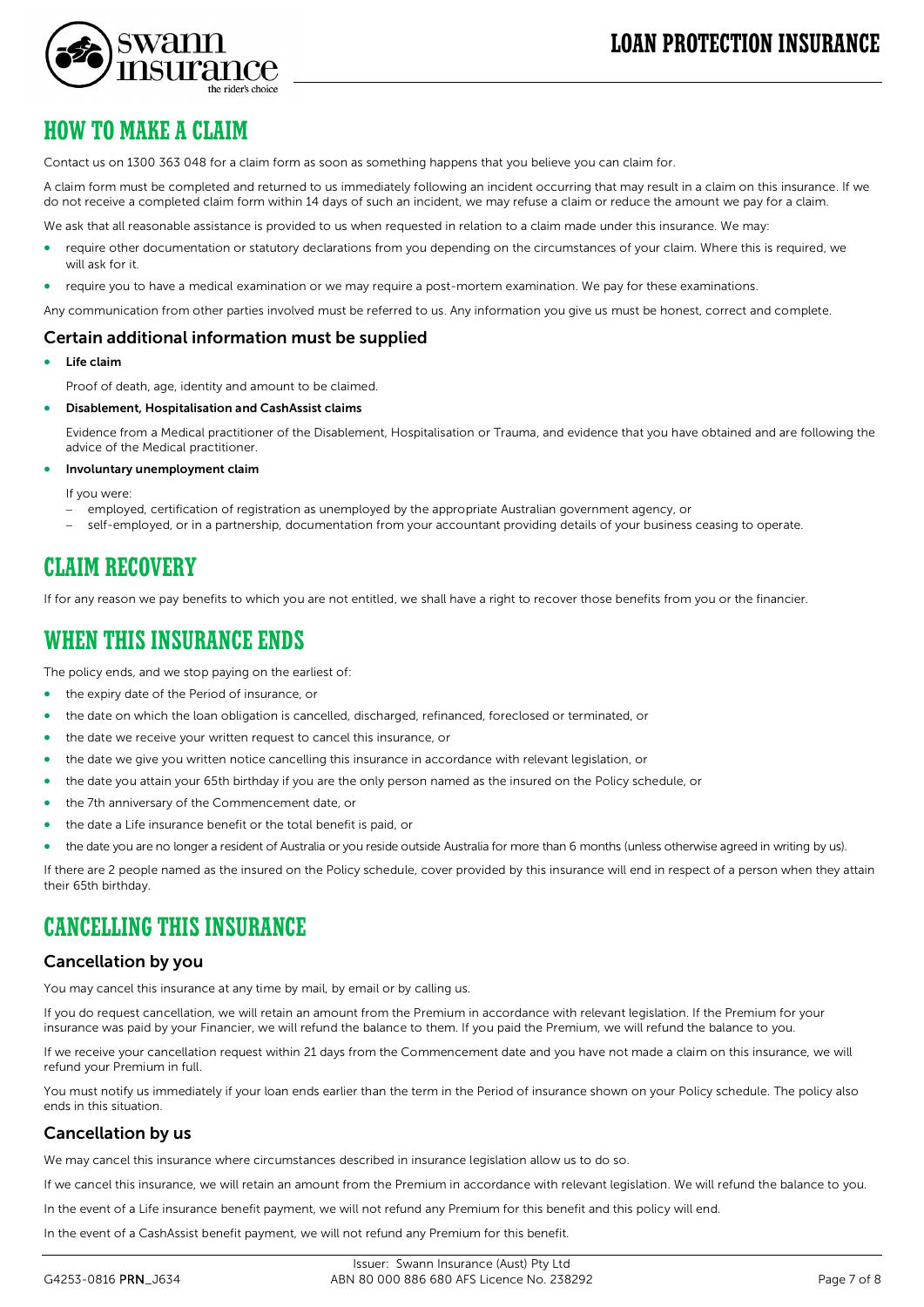# HOW TO MAKE A CLAIM

Contact us on 1300 363 048 for a claim form as soon as something happens that you believe you can claim for.

A claim form must be completed and returned to us immediately following an incident occurring that may result in a claim on this insurance. If we do not receive a completed claim form within 14 days of such an incident, we may refuse a claim or reduce the amount we pay for a claim.

We ask that all reasonable assistance is provided to us when requested in relation to a claim made under this insurance. We may:

- require other documentation or statutory declarations from you depending on the circumstances of your claim. Where this is required, we will ask for it.
- require you to have a medical examination or we may require a post-mortem examination. We pay for these examinations.

Any communication from other parties involved must be referred to us. Any information you give us must be honest, correct and complete.

## Certain additional information must be supplied

- **Life claim**

  Proof of death, age, identity and amount to be claimed.

- **Disablement, Hospitalisation and CashAssist claims**

  Evidence from a Medical practitioner of the Disablement, Hospitalisation or Trauma, and evidence that you have obtained and are following the advice of the Medical practitioner.

- **Involuntary unemployment claim**

  If you were:
  - employed, certification of registration as unemployed by the appropriate Australian government agency, or
  - self-employed, or in a partnership, documentation from your accountant providing details of your business ceasing to operate.

# CLAIM RECOVERY

If for any reason we pay benefits to which you are not entitled, we shall have a right to recover those benefits from you or the financier.

# WHEN THIS INSURANCE ENDS

The policy ends, and we stop paying on the earliest of:

- the expiry date of the Period of insurance, or
- the date on which the loan obligation is cancelled, discharged, refinanced, foreclosed or terminated, or
- the date we receive your written request to cancel this insurance, or
- the date we give you written notice cancelling this insurance in accordance with relevant legislation, or
- the date you attain your 65th birthday if you are the only person named as the insured on the Policy schedule, or
- the 7th anniversary of the Commencement date, or
- the date a Life insurance benefit or the total benefit is paid, or
- the date you are no longer a resident of Australia or you reside outside Australia for more than 6 months (unless otherwise agreed in writing by us).

If there are 2 people named as the insured on the Policy schedule, cover provided by this insurance will end in respect of a person when they attain their 65th birthday.

# CANCELLING THIS INSURANCE

## Cancellation by you

You may cancel this insurance at any time by mail, by email or by calling us.

If you do request cancellation, we will retain an amount from the Premium in accordance with relevant legislation. If the Premium for your insurance was paid by your Financier, we will refund the balance to them. If you paid the Premium, we will refund the balance to you.

If we receive your cancellation request within 21 days from the Commencement date and you have not made a claim on this insurance, we will refund your Premium in full.

You must notify us immediately if your loan ends earlier than the term in the Period of insurance shown on your Policy schedule. The policy also ends in this situation.

## Cancellation by us

We may cancel this insurance where circumstances described in insurance legislation allow us to do so.

If we cancel this insurance, we will retain an amount from the Premium in accordance with relevant legislation. We will refund the balance to you.

In the event of a Life insurance benefit payment, we will not refund any Premium for this benefit and this policy will end.

In the event of a CashAssist benefit payment, we will not refund any Premium for this benefit.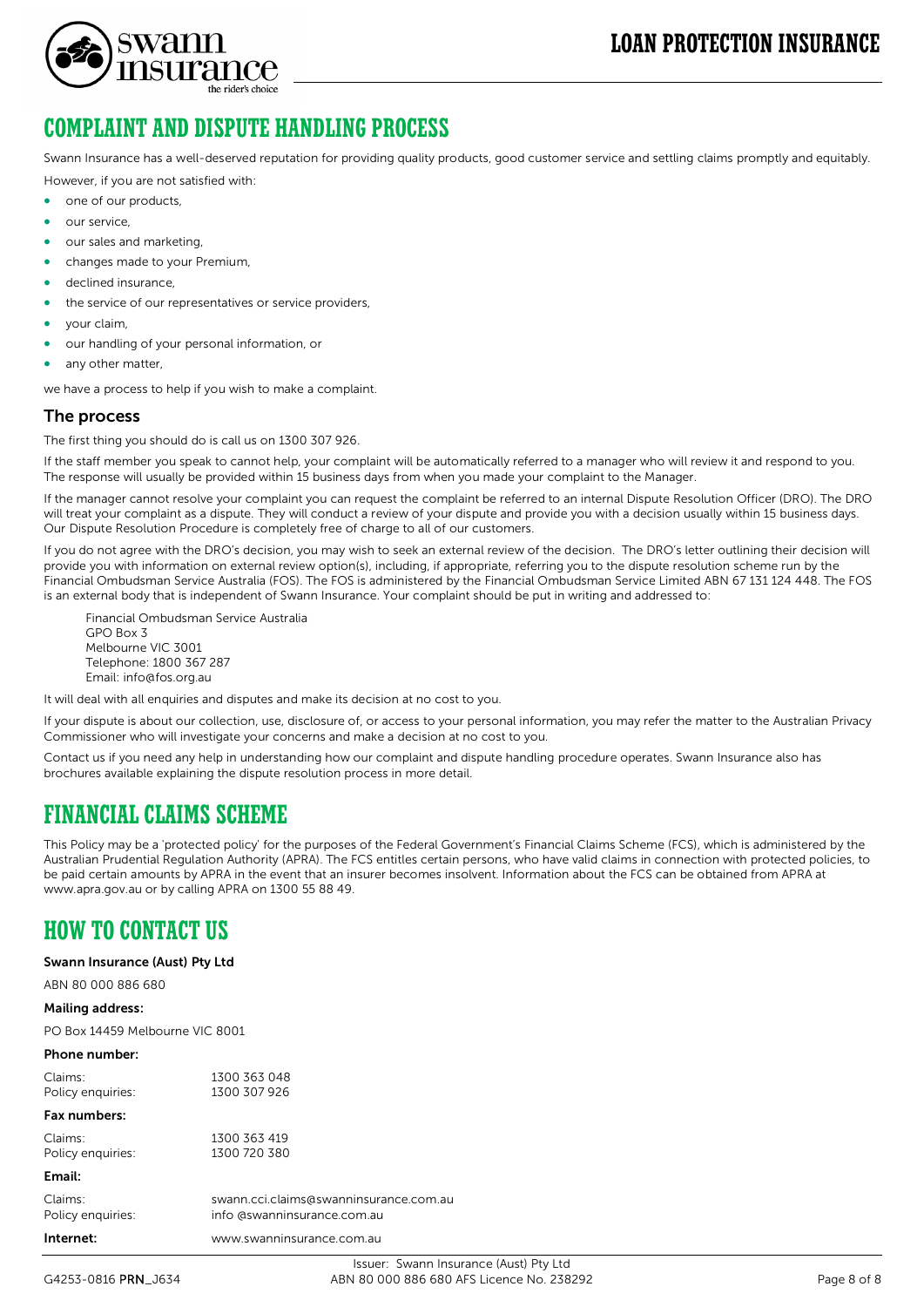# COMPLAINT AND DISPUTE HANDLING PROCESS

Swann Insurance has a well-deserved reputation for providing quality products, good customer service and settling claims promptly and equitably.

However, if you are not satisfied with:

- one of our products,
- our service,
- our sales and marketing,
- changes made to your Premium,
- declined insurance,
- the service of our representatives or service providers,
- your claim,
- our handling of your personal information, or
- any other matter,

we have a process to help if you wish to make a complaint.

## The process

The first thing you should do is call us on 1300 307 926.

If the staff member you speak to cannot help, your complaint will be automatically referred to a manager who will review it and respond to you. The response will usually be provided within 15 business days from when you made your complaint to the Manager.

If the manager cannot resolve your complaint you can request the complaint be referred to an internal Dispute Resolution Officer (DRO). The DRO will treat your complaint as a dispute. They will conduct a review of your dispute and provide you with a decision usually within 15 business days. Our Dispute Resolution Procedure is completely free of charge to all of our customers.

If you do not agree with the DRO's decision, you may wish to seek an external review of the decision. The DRO's letter outlining their decision will provide you with information on external review option(s), including, if appropriate, referring you to the dispute resolution scheme run by the Financial Ombudsman Service Australia (FOS). The FOS is administered by the Financial Ombudsman Service Limited ABN 67 131 124 448. The FOS is an external body that is independent of Swann Insurance. Your complaint should be put in writing and addressed to:

Financial Ombudsman Service Australia
GPO Box 3
Melbourne VIC 3001
Telephone: 1800 367 287
Email: info@fos.org.au

It will deal with all enquiries and disputes and make its decision at no cost to you.

If your dispute is about our collection, use, disclosure of, or access to your personal information, you may refer the matter to the Australian Privacy Commissioner who will investigate your concerns and make a decision at no cost to you.

Contact us if you need any help in understanding how our complaint and dispute handling procedure operates. Swann Insurance also has brochures available explaining the dispute resolution process in more detail.

# FINANCIAL CLAIMS SCHEME

This Policy may be a 'protected policy' for the purposes of the Federal Government's Financial Claims Scheme (FCS), which is administered by the Australian Prudential Regulation Authority (APRA). The FCS entitles certain persons, who have valid claims in connection with protected policies, to be paid certain amounts by APRA in the event that an insurer becomes insolvent. Information about the FCS can be obtained from APRA at www.apra.gov.au or by calling APRA on 1300 55 88 49.

# HOW TO CONTACT US

**Swann Insurance (Aust) Pty Ltd**

ABN 80 000 886 680

**Mailing address:**

PO Box 14459 Melbourne VIC 8001

**Phone number:**

| | |
|---|---|
| Claims: | 1300 363 048 |
| Policy enquiries: | 1300 307 926 |

**Fax numbers:**

| | |
|---|---|
| Claims: | 1300 363 419 |
| Policy enquiries: | 1300 720 380 |

**Email:**

| | |
|---|---|
| Claims: | swann.cci.claims@swanninsurance.com.au |
| Policy enquiries: | info @swanninsurance.com.au |

**Internet:** www.swanninsurance.com.au

Issuer: Swann Insurance (Aust) Pty Ltd
ABN 80 000 886 680 AFS Licence No. 238292

G4253-0816 PRN_J634